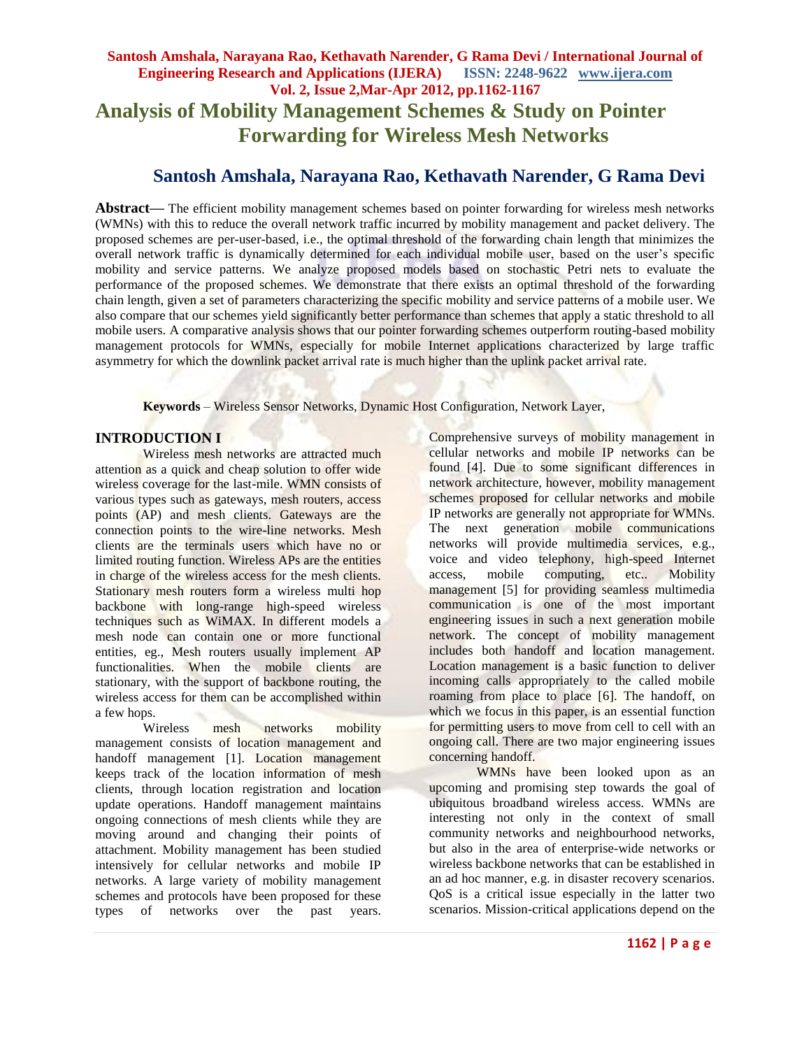# Analysis of Mobility Management Schemes & Study on Pointer Forwarding for Wireless Mesh Networks

## Santosh Amshala, Narayana Rao, Kethavath Narender, G Rama Devi

**Abstract—** The efficient mobility management schemes based on pointer forwarding for wireless mesh networks (WMNs) with this to reduce the overall network traffic incurred by mobility management and packet delivery. The proposed schemes are per-user-based, i.e., the optimal threshold of the forwarding chain length that minimizes the overall network traffic is dynamically determined for each individual mobile user, based on the user's specific mobility and service patterns. We analyze proposed models based on stochastic Petri nets to evaluate the performance of the proposed schemes. We demonstrate that there exists an optimal threshold of the forwarding chain length, given a set of parameters characterizing the specific mobility and service patterns of a mobile user. We also compare that our schemes yield significantly better performance than schemes that apply a static threshold to all mobile users. A comparative analysis shows that our pointer forwarding schemes outperform routing-based mobility management protocols for WMNs, especially for mobile Internet applications characterized by large traffic asymmetry for which the downlink packet arrival rate is much higher than the uplink packet arrival rate.

**Keywords** – Wireless Sensor Networks, Dynamic Host Configuration, Network Layer,

## INTRODUCTION I

Wireless mesh networks are attracted much attention as a quick and cheap solution to offer wide wireless coverage for the last-mile. WMN consists of various types such as gateways, mesh routers, access points (AP) and mesh clients. Gateways are the connection points to the wire-line networks. Mesh clients are the terminals users which have no or limited routing function. Wireless APs are the entities in charge of the wireless access for the mesh clients. Stationary mesh routers form a wireless multi hop backbone with long-range high-speed wireless techniques such as WiMAX. In different models a mesh node can contain one or more functional entities, eg., Mesh routers usually implement AP functionalities. When the mobile clients are stationary, with the support of backbone routing, the wireless access for them can be accomplished within a few hops.

Wireless mesh networks mobility management consists of location management and handoff management [1]. Location management keeps track of the location information of mesh clients, through location registration and location update operations. Handoff management maintains ongoing connections of mesh clients while they are moving around and changing their points of attachment. Mobility management has been studied intensively for cellular networks and mobile IP networks. A large variety of mobility management schemes and protocols have been proposed for these types of networks over the past years. Comprehensive surveys of mobility management in cellular networks and mobile IP networks can be found [4]. Due to some significant differences in network architecture, however, mobility management schemes proposed for cellular networks and mobile IP networks are generally not appropriate for WMNs. The next generation mobile communications networks will provide multimedia services, e.g., voice and video telephony, high-speed Internet access, mobile computing, etc.. Mobility management [5] for providing seamless multimedia communication is one of the most important engineering issues in such a next generation mobile network. The concept of mobility management includes both handoff and location management. Location management is a basic function to deliver incoming calls appropriately to the called mobile roaming from place to place [6]. The handoff, on which we focus in this paper, is an essential function for permitting users to move from cell to cell with an ongoing call. There are two major engineering issues concerning handoff.

WMNs have been looked upon as an upcoming and promising step towards the goal of ubiquitous broadband wireless access. WMNs are interesting not only in the context of small community networks and neighbourhood networks, but also in the area of enterprise-wide networks or wireless backbone networks that can be established in an ad hoc manner, e.g. in disaster recovery scenarios. QoS is a critical issue especially in the latter two scenarios. Mission-critical applications depend on the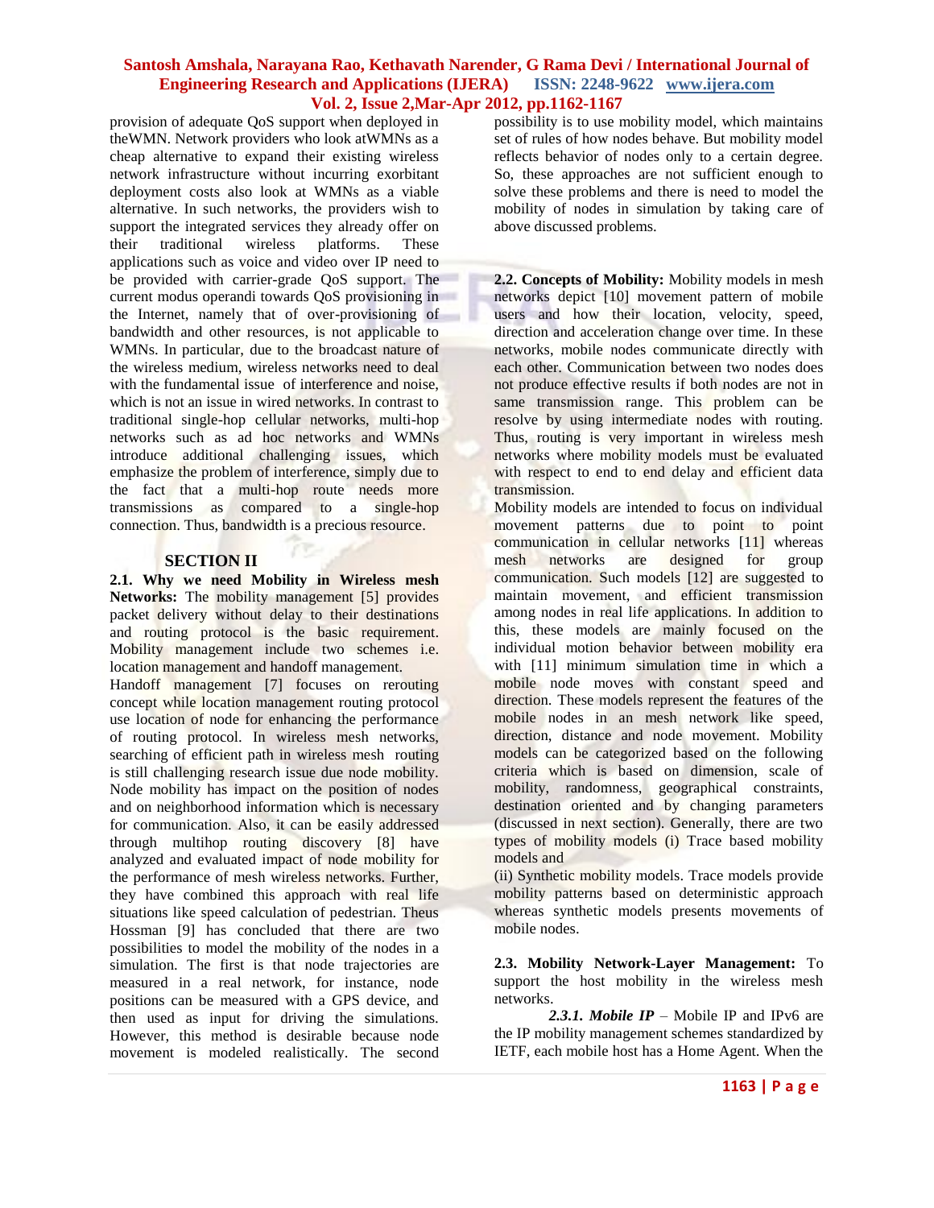provision of adequate QoS support when deployed in theWMN. Network providers who look atWMNs as a cheap alternative to expand their existing wireless network infrastructure without incurring exorbitant deployment costs also look at WMNs as a viable alternative. In such networks, the providers wish to support the integrated services they already offer on their traditional wireless platforms. These applications such as voice and video over IP need to be provided with carrier-grade QoS support. The current modus operandi towards QoS provisioning in the Internet, namely that of over-provisioning of bandwidth and other resources, is not applicable to WMNs. In particular, due to the broadcast nature of the wireless medium, wireless networks need to deal with the fundamental issue of interference and noise, which is not an issue in wired networks. In contrast to traditional single-hop cellular networks, multi-hop networks such as ad hoc networks and WMNs introduce additional challenging issues, which emphasize the problem of interference, simply due to the fact that a multi-hop route needs more transmissions as compared to a single-hop connection. Thus, bandwidth is a precious resource.

## SECTION II

**2.1. Why we need Mobility in Wireless mesh Networks:** The mobility management [5] provides packet delivery without delay to their destinations and routing protocol is the basic requirement. Mobility management include two schemes i.e. location management and handoff management.

Handoff management [7] focuses on rerouting concept while location management routing protocol use location of node for enhancing the performance of routing protocol. In wireless mesh networks, searching of efficient path in wireless mesh routing is still challenging research issue due node mobility. Node mobility has impact on the position of nodes and on neighborhood information which is necessary for communication. Also, it can be easily addressed through multihop routing discovery [8] have analyzed and evaluated impact of node mobility for the performance of mesh wireless networks. Further, they have combined this approach with real life situations like speed calculation of pedestrian. Theus Hossman [9] has concluded that there are two possibilities to model the mobility of the nodes in a simulation. The first is that node trajectories are measured in a real network, for instance, node positions can be measured with a GPS device, and then used as input for driving the simulations. However, this method is desirable because node movement is modeled realistically. The second possibility is to use mobility model, which maintains set of rules of how nodes behave. But mobility model reflects behavior of nodes only to a certain degree. So, these approaches are not sufficient enough to solve these problems and there is need to model the mobility of nodes in simulation by taking care of above discussed problems.

**2.2. Concepts of Mobility:** Mobility models in mesh networks depict [10] movement pattern of mobile users and how their location, velocity, speed, direction and acceleration change over time. In these networks, mobile nodes communicate directly with each other. Communication between two nodes does not produce effective results if both nodes are not in same transmission range. This problem can be resolve by using intermediate nodes with routing. Thus, routing is very important in wireless mesh networks where mobility models must be evaluated with respect to end to end delay and efficient data transmission.

Mobility models are intended to focus on individual movement patterns due to point to point communication in cellular networks [11] whereas mesh networks are designed for group communication. Such models [12] are suggested to maintain movement, and efficient transmission among nodes in real life applications. In addition to this, these models are mainly focused on the individual motion behavior between mobility era with [11] minimum simulation time in which a mobile node moves with constant speed and direction. These models represent the features of the mobile nodes in an mesh network like speed, direction, distance and node movement. Mobility models can be categorized based on the following criteria which is based on dimension, scale of mobility, randomness, geographical constraints, destination oriented and by changing parameters (discussed in next section). Generally, there are two types of mobility models (i) Trace based mobility models and

(ii) Synthetic mobility models. Trace models provide mobility patterns based on deterministic approach whereas synthetic models presents movements of mobile nodes.

**2.3. Mobility Network-Layer Management:** To support the host mobility in the wireless mesh networks.

***2.3.1. Mobile IP*** – Mobile IP and IPv6 are the IP mobility management schemes standardized by IETF, each mobile host has a Home Agent. When the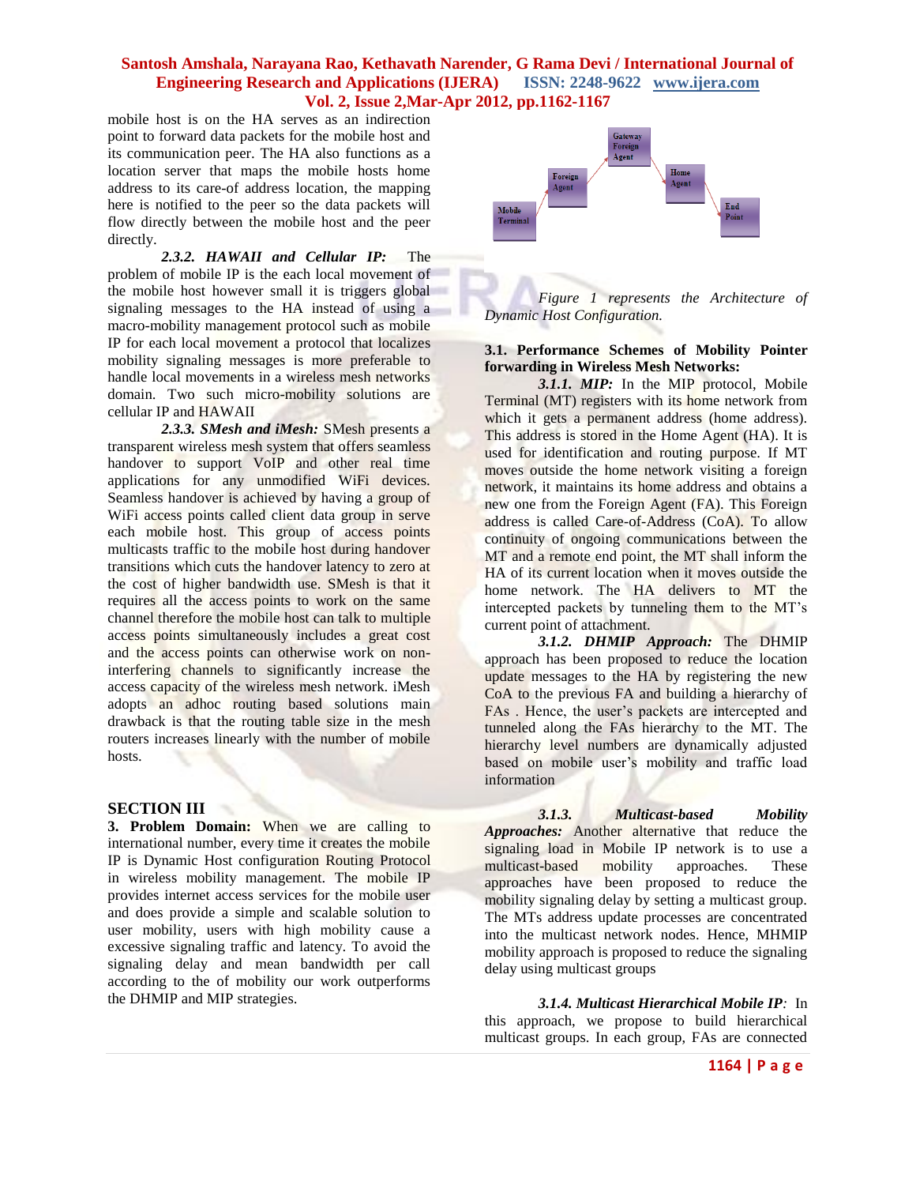mobile host is on the HA serves as an indirection point to forward data packets for the mobile host and its communication peer. The HA also functions as a location server that maps the mobile hosts home address to its care-of address location, the mapping here is notified to the peer so the data packets will flow directly between the mobile host and the peer directly.

***2.3.2. HAWAII and Cellular IP:*** The problem of mobile IP is the each local movement of the mobile host however small it is triggers global signaling messages to the HA instead of using a macro-mobility management protocol such as mobile IP for each local movement a protocol that localizes mobility signaling messages is more preferable to handle local movements in a wireless mesh networks domain. Two such micro-mobility solutions are cellular IP and HAWAII

***2.3.3. SMesh and iMesh:*** SMesh presents a transparent wireless mesh system that offers seamless handover to support VoIP and other real time applications for any unmodified WiFi devices. Seamless handover is achieved by having a group of WiFi access points called client data group in serve each mobile host. This group of access points multicasts traffic to the mobile host during handover transitions which cuts the handover latency to zero at the cost of higher bandwidth use. SMesh is that it requires all the access points to work on the same channel therefore the mobile host can talk to multiple access points simultaneously includes a great cost and the access points can otherwise work on non-interfering channels to significantly increase the access capacity of the wireless mesh network. iMesh adopts an adhoc routing based solutions main drawback is that the routing table size in the mesh routers increases linearly with the number of mobile hosts.

## SECTION III

**3. Problem Domain:** When we are calling to international number, every time it creates the mobile IP is Dynamic Host configuration Routing Protocol in wireless mobility management. The mobile IP provides internet access services for the mobile user and does provide a simple and scalable solution to user mobility, users with high mobility cause a excessive signaling traffic and latency. To avoid the signaling delay and mean bandwidth per call according to the of mobility our work outperforms the DHMIP and MIP strategies.

Mobile Terminal → Foreign Agent → Gateway Foreign Agent → Home Agent → End Point

*Figure 1 represents the Architecture of Dynamic Host Configuration.*

**3.1. Performance Schemes of Mobility Pointer forwarding in Wireless Mesh Networks:**

***3.1.1. MIP:*** In the MIP protocol, Mobile Terminal (MT) registers with its home network from which it gets a permanent address (home address). This address is stored in the Home Agent (HA). It is used for identification and routing purpose. If MT moves outside the home network visiting a foreign network, it maintains its home address and obtains a new one from the Foreign Agent (FA). This Foreign address is called Care-of-Address (CoA). To allow continuity of ongoing communications between the MT and a remote end point, the MT shall inform the HA of its current location when it moves outside the home network. The HA delivers to MT the intercepted packets by tunneling them to the MT's current point of attachment.

***3.1.2. DHMIP Approach:*** The DHMIP approach has been proposed to reduce the location update messages to the HA by registering the new CoA to the previous FA and building a hierarchy of FAs . Hence, the user's packets are intercepted and tunneled along the FAs hierarchy to the MT. The hierarchy level numbers are dynamically adjusted based on mobile user's mobility and traffic load information

***3.1.3. Multicast-based Mobility Approaches:*** Another alternative that reduce the signaling load in Mobile IP network is to use a multicast-based mobility approaches. These approaches have been proposed to reduce the mobility signaling delay by setting a multicast group. The MTs address update processes are concentrated into the multicast network nodes. Hence, MHMIP mobility approach is proposed to reduce the signaling delay using multicast groups

***3.1.4. Multicast Hierarchical Mobile IP:*** In this approach, we propose to build hierarchical multicast groups. In each group, FAs are connected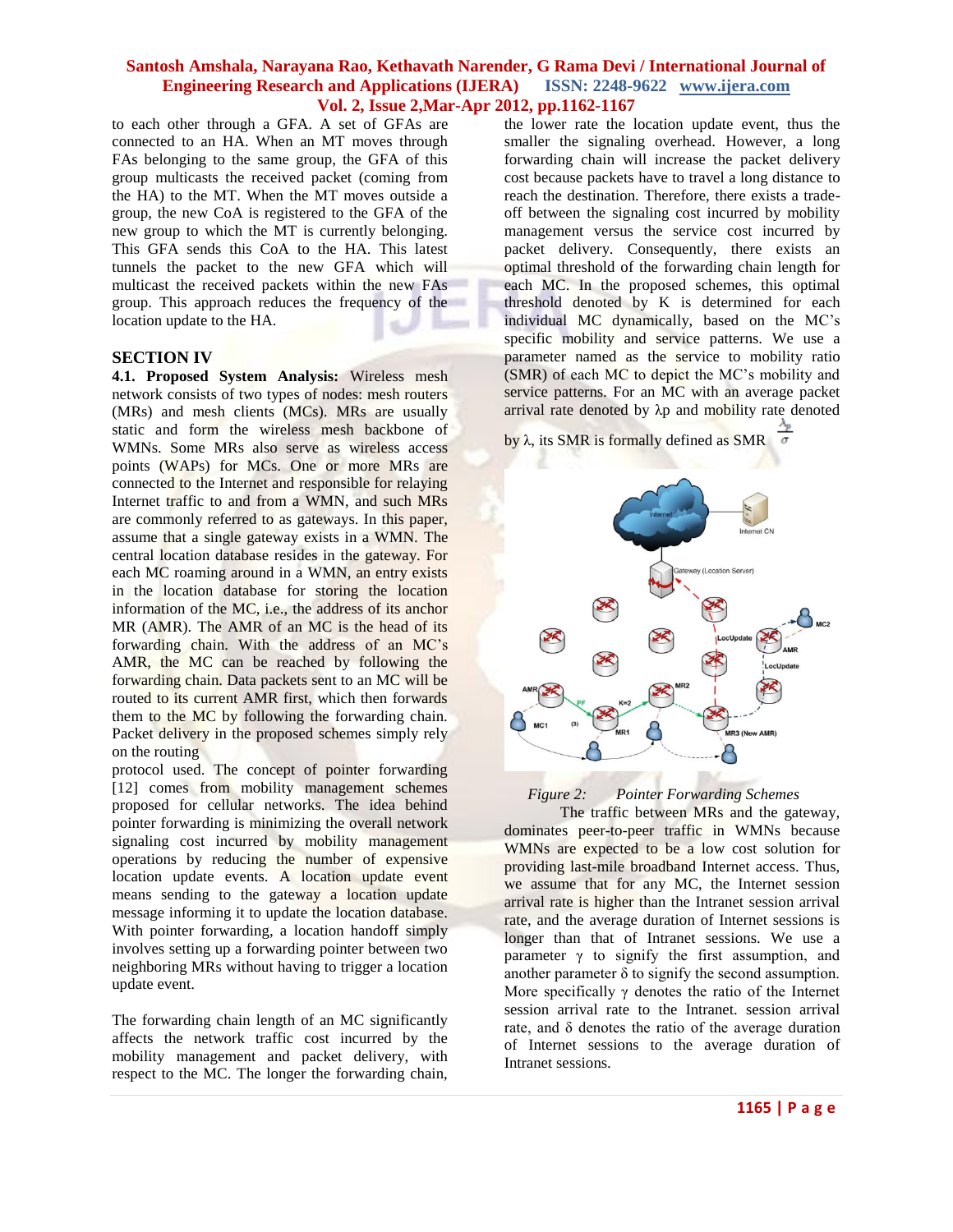to each other through a GFA. A set of GFAs are connected to an HA. When an MT moves through FAs belonging to the same group, the GFA of this group multicasts the received packet (coming from the HA) to the MT. When the MT moves outside a group, the new CoA is registered to the GFA of the new group to which the MT is currently belonging. This GFA sends this CoA to the HA. This latest tunnels the packet to the new GFA which will multicast the received packets within the new FAs group. This approach reduces the frequency of the location update to the HA.

## SECTION IV

**4.1. Proposed System Analysis:** Wireless mesh network consists of two types of nodes: mesh routers (MRs) and mesh clients (MCs). MRs are usually static and form the wireless mesh backbone of WMNs. Some MRs also serve as wireless access points (WAPs) for MCs. One or more MRs are connected to the Internet and responsible for relaying Internet traffic to and from a WMN, and such MRs are commonly referred to as gateways. In this paper, assume that a single gateway exists in a WMN. The central location database resides in the gateway. For each MC roaming around in a WMN, an entry exists in the location database for storing the location information of the MC, i.e., the address of its anchor MR (AMR). The AMR of an MC is the head of its forwarding chain. With the address of an MC's AMR, the MC can be reached by following the forwarding chain. Data packets sent to an MC will be routed to its current AMR first, which then forwards them to the MC by following the forwarding chain. Packet delivery in the proposed schemes simply rely on the routing

protocol used. The concept of pointer forwarding [12] comes from mobility management schemes proposed for cellular networks. The idea behind pointer forwarding is minimizing the overall network signaling cost incurred by mobility management operations by reducing the number of expensive location update events. A location update event means sending to the gateway a location update message informing it to update the location database. With pointer forwarding, a location handoff simply involves setting up a forwarding pointer between two neighboring MRs without having to trigger a location update event.

The forwarding chain length of an MC significantly affects the network traffic cost incurred by the mobility management and packet delivery, with respect to the MC. The longer the forwarding chain, the lower rate the location update event, thus the smaller the signaling overhead. However, a long forwarding chain will increase the packet delivery cost because packets have to travel a long distance to reach the destination. Therefore, there exists a trade-off between the signaling cost incurred by mobility management versus the service cost incurred by packet delivery. Consequently, there exists an optimal threshold of the forwarding chain length for each MC. In the proposed schemes, this optimal threshold denoted by K is determined for each individual MC dynamically, based on the MC's specific mobility and service patterns. We use a parameter named as the service to mobility ratio (SMR) of each MC to depict the MC's mobility and service patterns. For an MC with an average packet arrival rate denoted by $\lambda p$ and mobility rate denoted by $\lambda$, its SMR is formally defined as SMR $\frac{\lambda_p}{\sigma}$

*Figure 2: Pointer Forwarding Schemes*

The traffic between MRs and the gateway, dominates peer-to-peer traffic in WMNs because WMNs are expected to be a low cost solution for providing last-mile broadband Internet access. Thus, we assume that for any MC, the Internet session arrival rate is higher than the Intranet session arrival rate, and the average duration of Internet sessions is longer than that of Intranet sessions. We use a parameter $\gamma$ to signify the first assumption, and another parameter $\delta$ to signify the second assumption. More specifically $\gamma$ denotes the ratio of the Internet session arrival rate to the Intranet. session arrival rate, and $\delta$ denotes the ratio of the average duration of Internet sessions to the average duration of Intranet sessions.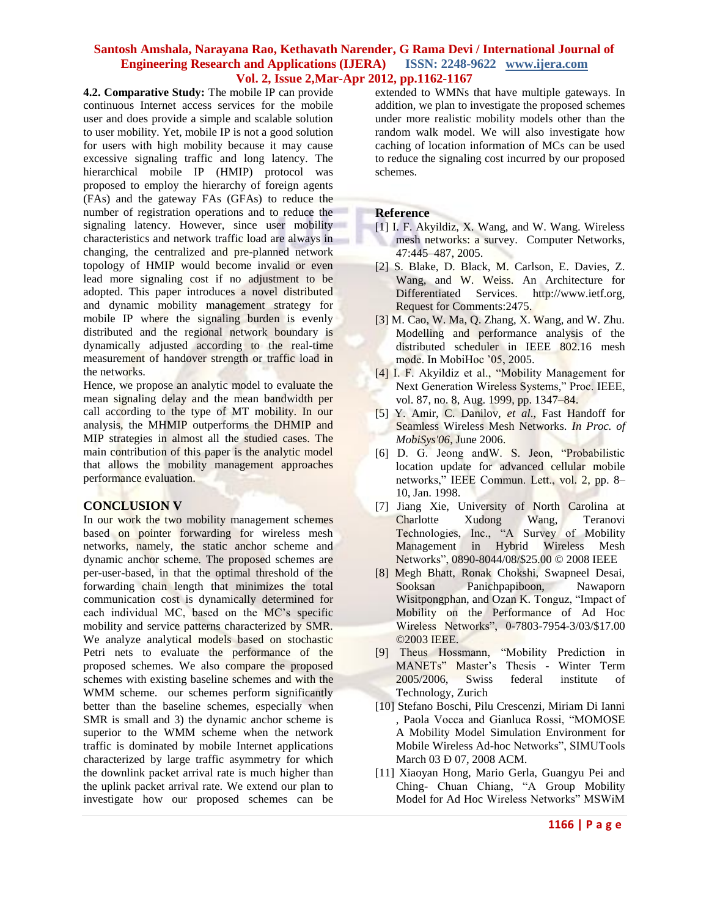**4.2. Comparative Study:** The mobile IP can provide continuous Internet access services for the mobile user and does provide a simple and scalable solution to user mobility. Yet, mobile IP is not a good solution for users with high mobility because it may cause excessive signaling traffic and long latency. The hierarchical mobile IP (HMIP) protocol was proposed to employ the hierarchy of foreign agents (FAs) and the gateway FAs (GFAs) to reduce the number of registration operations and to reduce the signaling latency. However, since user mobility characteristics and network traffic load are always in changing, the centralized and pre-planned network topology of HMIP would become invalid or even lead more signaling cost if no adjustment to be adopted. This paper introduces a novel distributed and dynamic mobility management strategy for mobile IP where the signaling burden is evenly distributed and the regional network boundary is dynamically adjusted according to the real-time measurement of handover strength or traffic load in the networks.

Hence, we propose an analytic model to evaluate the mean signaling delay and the mean bandwidth per call according to the type of MT mobility. In our analysis, the MHMIP outperforms the DHMIP and MIP strategies in almost all the studied cases. The main contribution of this paper is the analytic model that allows the mobility management approaches performance evaluation.

## CONCLUSION V

In our work the two mobility management schemes based on pointer forwarding for wireless mesh networks, namely, the static anchor scheme and dynamic anchor scheme. The proposed schemes are per-user-based, in that the optimal threshold of the forwarding chain length that minimizes the total communication cost is dynamically determined for each individual MC, based on the MC's specific mobility and service patterns characterized by SMR. We analyze analytical models based on stochastic Petri nets to evaluate the performance of the proposed schemes. We also compare the proposed schemes with existing baseline schemes and with the WMM scheme. our schemes perform significantly better than the baseline schemes, especially when SMR is small and 3) the dynamic anchor scheme is superior to the WMM scheme when the network traffic is dominated by mobile Internet applications characterized by large traffic asymmetry for which the downlink packet arrival rate is much higher than the uplink packet arrival rate. We extend our plan to investigate how our proposed schemes can be extended to WMNs that have multiple gateways. In addition, we plan to investigate the proposed schemes under more realistic mobility models other than the random walk model. We will also investigate how caching of location information of MCs can be used to reduce the signaling cost incurred by our proposed schemes.

## Reference

[1] I. F. Akyildiz, X. Wang, and W. Wang. Wireless mesh networks: a survey. Computer Networks, 47:445–487, 2005.

[2] S. Blake, D. Black, M. Carlson, E. Davies, Z. Wang, and W. Weiss. An Architecture for Differentiated Services. http://www.ietf.org, Request for Comments:2475.

[3] M. Cao, W. Ma, Q. Zhang, X. Wang, and W. Zhu. Modelling and performance analysis of the distributed scheduler in IEEE 802.16 mesh mode. In MobiHoc '05, 2005.

[4] I. F. Akyildiz et al., "Mobility Management for Next Generation Wireless Systems," Proc. IEEE, vol. 87, no. 8, Aug. 1999, pp. 1347–84.

[5] Y. Amir, C. Danilov, *et al.*, Fast Handoff for Seamless Wireless Mesh Networks. *In Proc. of MobiSys'06*, June 2006.

[6] D. G. Jeong andW. S. Jeon, "Probabilistic location update for advanced cellular mobile networks," IEEE Commun. Lett., vol. 2, pp. 8–10, Jan. 1998.

[7] Jiang Xie, University of North Carolina at Charlotte Xudong Wang, Teranovi Technologies, Inc., "A Survey of Mobility Management in Hybrid Wireless Mesh Networks", 0890-8044/08/$25.00 © 2008 IEEE

[8] Megh Bhatt, Ronak Chokshi, Swapneel Desai, Sooksan Panichpapiboon, Nawaporn Wisitpongphan, and Ozan K. Tonguz, "Impact of Mobility on the Performance of Ad Hoc Wireless Networks", 0-7803-7954-3/03/$17.00 ©2003 IEEE.

[9] Theus Hossmann, "Mobility Prediction in MANETs" Master's Thesis - Winter Term 2005/2006, Swiss federal institute of Technology, Zurich

[10] Stefano Boschi, Pilu Crescenzi, Miriam Di Ianni , Paola Vocca and Gianluca Rossi, "MOMOSE A Mobility Model Simulation Environment for Mobile Wireless Ad-hoc Networks", SIMUTools March 03 Ð 07, 2008 ACM.

[11] Xiaoyan Hong, Mario Gerla, Guangyu Pei and Ching- Chuan Chiang, "A Group Mobility Model for Ad Hoc Wireless Networks" MSWiM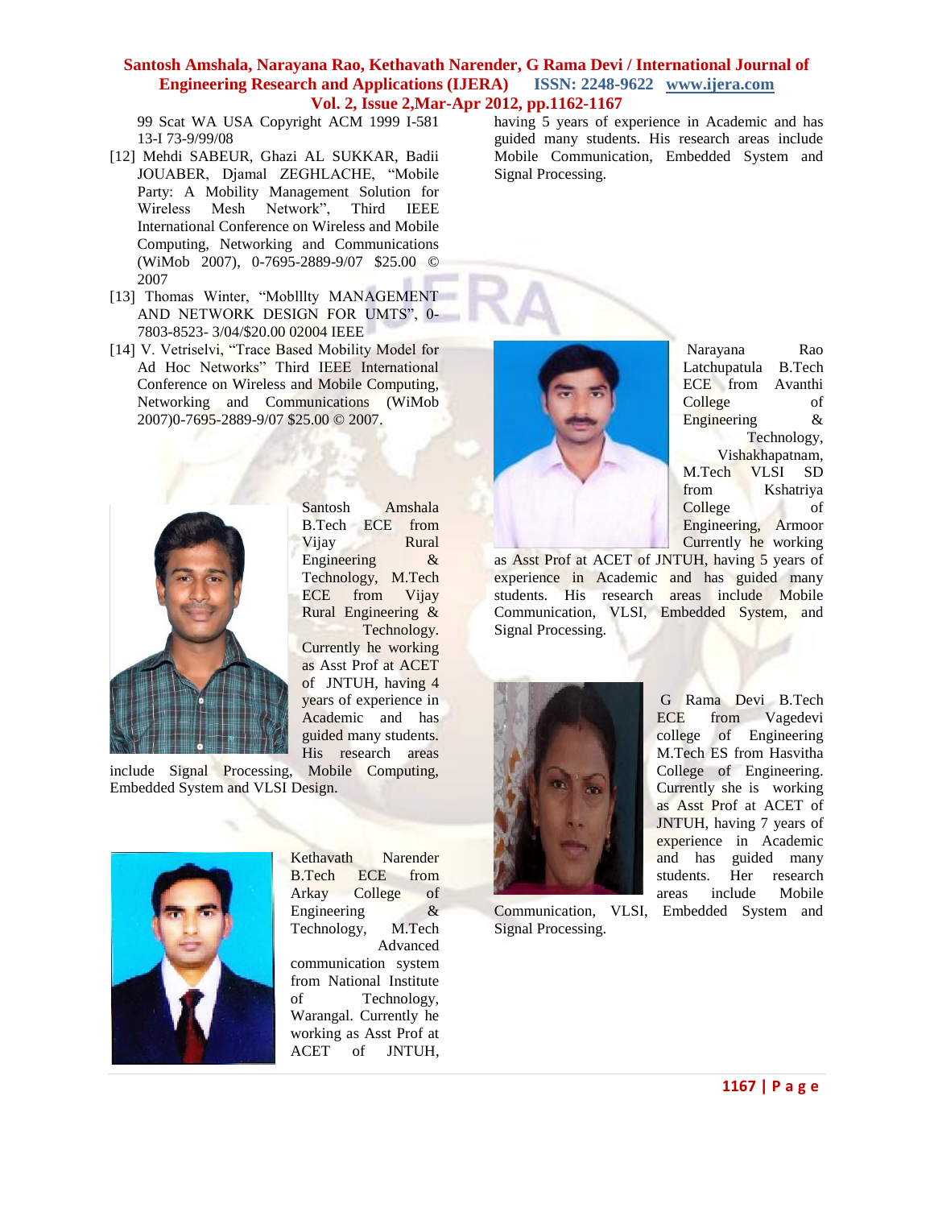99 Scat WA USA Copyright ACM 1999 I-581 13-I 73-9/99/08

[12] Mehdi SABEUR, Ghazi AL SUKKAR, Badii JOUABER, Djamal ZEGHLACHE, "Mobile Party: A Mobility Management Solution for Wireless Mesh Network", Third IEEE International Conference on Wireless and Mobile Computing, Networking and Communications (WiMob 2007), 0-7695-2889-9/07 $25.00 © 2007

[13] Thomas Winter, "Mobllllty MANAGEMENT AND NETWORK DESIGN FOR UMTS", 0-7803-8523- 3/04/$20.00 02004 IEEE

[14] V. Vetriselvi, "Trace Based Mobility Model for Ad Hoc Networks" Third IEEE International Conference on Wireless and Mobile Computing, Networking and Communications (WiMob 2007)0-7695-2889-9/07 $25.00 © 2007.

Santosh Amshala B.Tech ECE from Vijay Rural Engineering & Technology, M.Tech ECE from Vijay Rural Engineering & Technology. Currently he working as Asst Prof at ACET of JNTUH, having 4 years of experience in Academic and has guided many students. His research areas include Signal Processing, Mobile Computing, Embedded System and VLSI Design.

Kethavath Narender B.Tech ECE from Arkay College of Engineering & Technology, M.Tech Advanced communication system from National Institute of Technology, Warangal. Currently he working as Asst Prof at ACET of JNTUH, having 5 years of experience in Academic and has guided many students. His research areas include Mobile Communication, Embedded System and Signal Processing.

Narayana Rao Latchupatula B.Tech ECE from Avanthi College of Engineering & Technology, Vishakhapatnam, M.Tech VLSI SD from Kshatriya College of Engineering, Armoor Currently he working as Asst Prof at ACET of JNTUH, having 5 years of experience in Academic and has guided many students. His research areas include Mobile Communication, VLSI, Embedded System, and Signal Processing.

G Rama Devi B.Tech ECE from Vagedevi college of Engineering M.Tech ES from Hasvitha College of Engineering. Currently she is working as Asst Prof at ACET of JNTUH, having 7 years of experience in Academic and has guided many students. Her research areas include Mobile Communication, VLSI, Embedded System and Signal Processing.